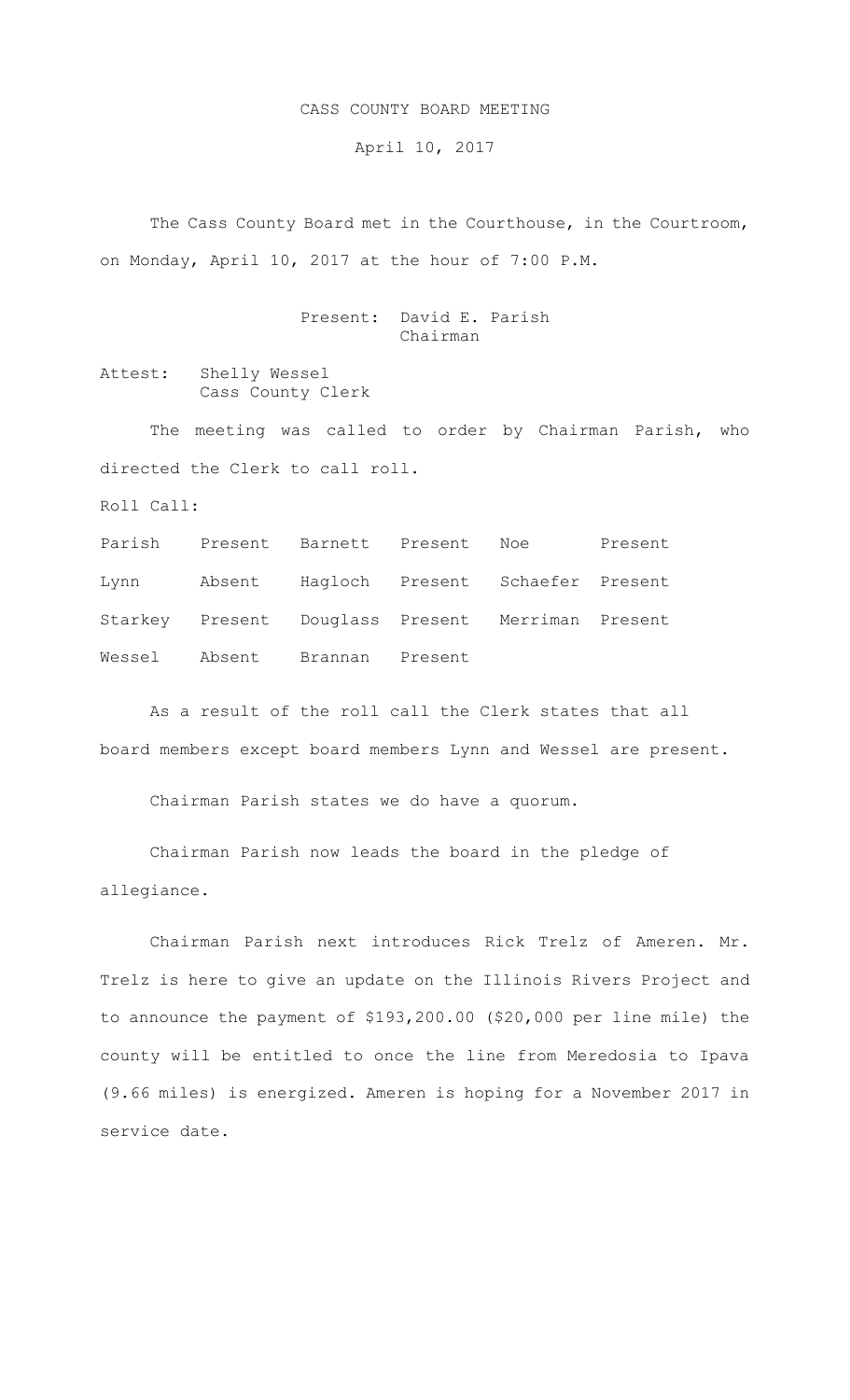# CASS COUNTY BOARD MEETING

April 10, 2017

The Cass County Board met in the Courthouse, in the Courtroom, on Monday, April 10, 2017 at the hour of 7:00 P.M.

Present: David E. Parish
Chairman

Attest: Shelly Wessel
Cass County Clerk

The meeting was called to order by Chairman Parish, who directed the Clerk to call roll.

Roll Call:

| | | | | | |
|---|---|---|---|---|---|
| Parish | Present | Barnett | Present | Noe | Present |
| Lynn | Absent | Hagloch | Present | Schaefer | Present |
| Starkey | Present | Douglass | Present | Merriman | Present |
| Wessel | Absent | Brannan | Present | | |

As a result of the roll call the Clerk states that all board members except board members Lynn and Wessel are present.

Chairman Parish states we do have a quorum.

Chairman Parish now leads the board in the pledge of allegiance.

Chairman Parish next introduces Rick Trelz of Ameren. Mr. Trelz is here to give an update on the Illinois Rivers Project and to announce the payment of $193,200.00 ($20,000 per line mile) the county will be entitled to once the line from Meredosia to Ipava (9.66 miles) is energized. Ameren is hoping for a November 2017 in service date.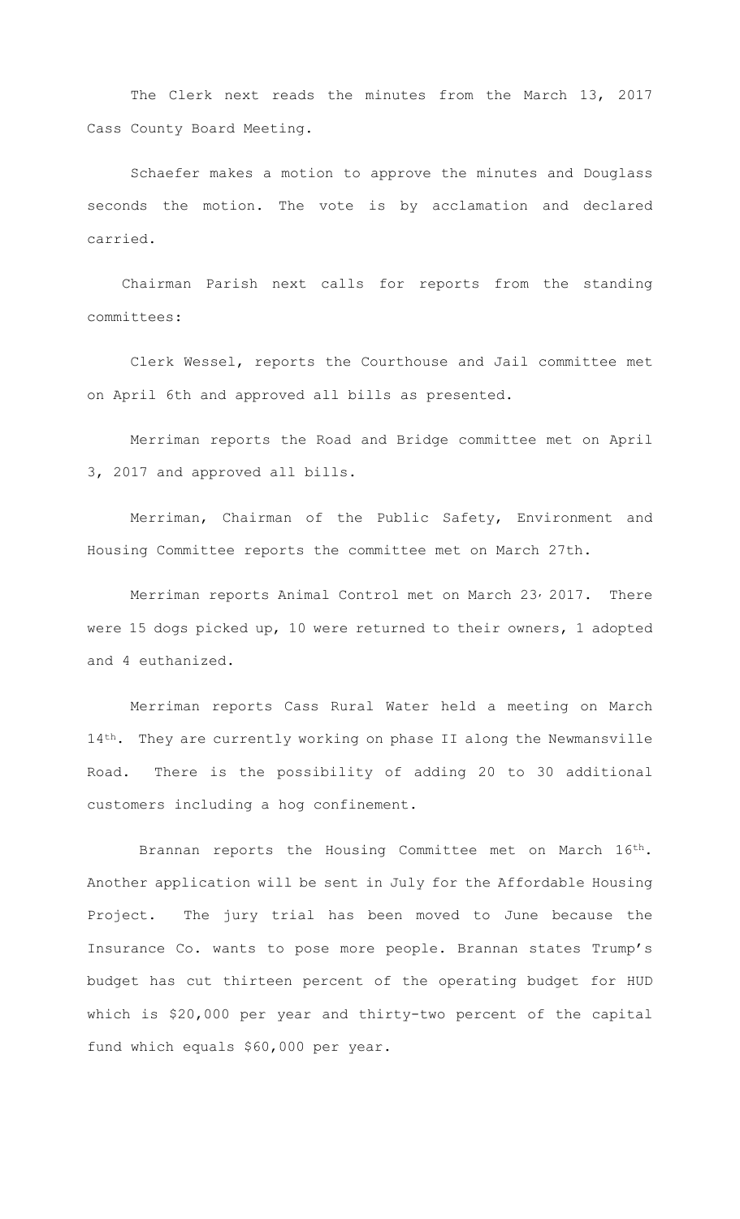The Clerk next reads the minutes from the March 13, 2017 Cass County Board Meeting.

Schaefer makes a motion to approve the minutes and Douglass seconds the motion. The vote is by acclamation and declared carried.

Chairman Parish next calls for reports from the standing committees:

Clerk Wessel, reports the Courthouse and Jail committee met on April 6th and approved all bills as presented.

Merriman reports the Road and Bridge committee met on April 3, 2017 and approved all bills.

Merriman, Chairman of the Public Safety, Environment and Housing Committee reports the committee met on March 27th.

Merriman reports Animal Control met on March 23, 2017. There were 15 dogs picked up, 10 were returned to their owners, 1 adopted and 4 euthanized.

Merriman reports Cass Rural Water held a meeting on March 14th. They are currently working on phase II along the Newmansville Road. There is the possibility of adding 20 to 30 additional customers including a hog confinement.

Brannan reports the Housing Committee met on March 16th. Another application will be sent in July for the Affordable Housing Project. The jury trial has been moved to June because the Insurance Co. wants to pose more people. Brannan states Trump's budget has cut thirteen percent of the operating budget for HUD which is $20,000 per year and thirty-two percent of the capital fund which equals $60,000 per year.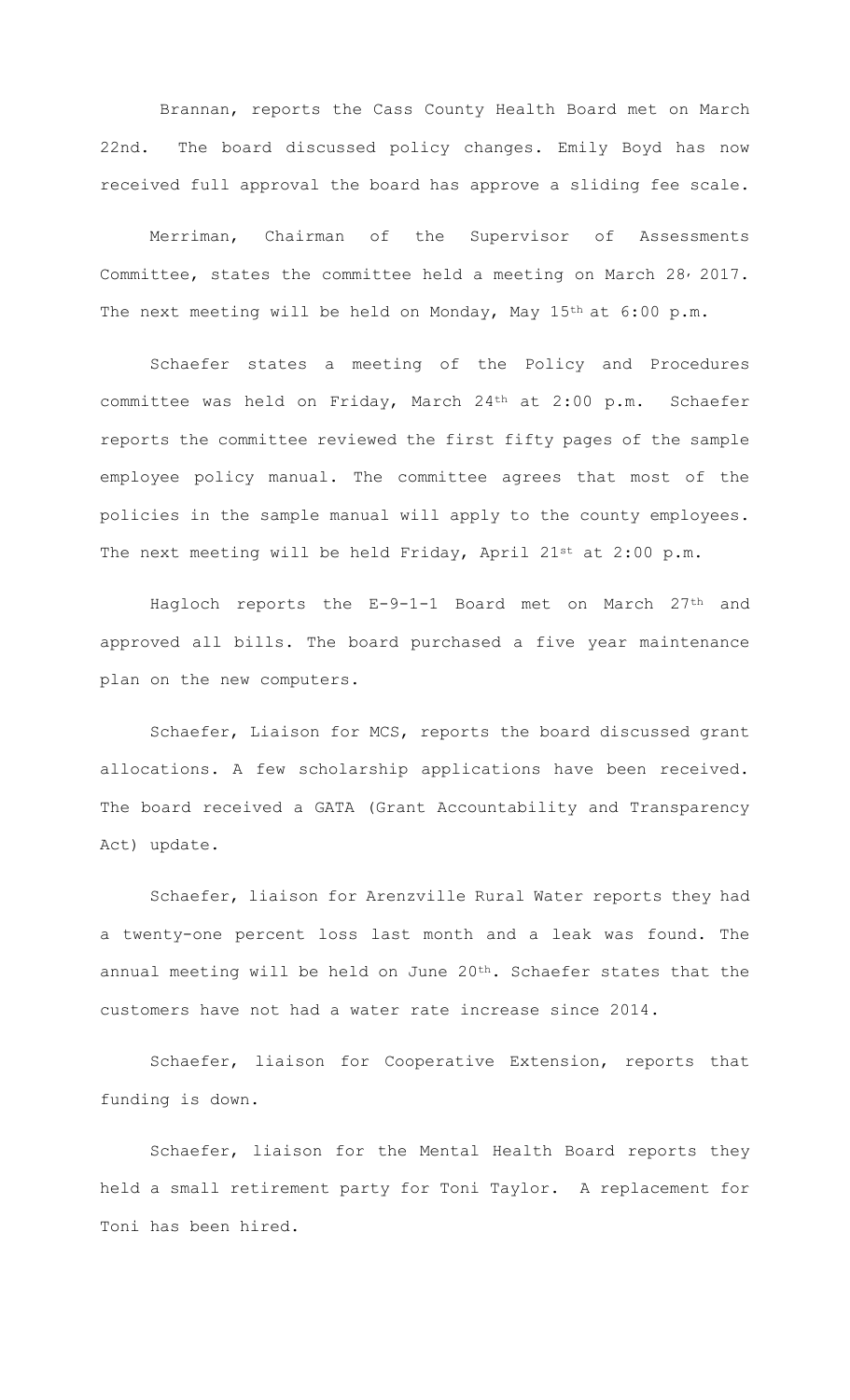Brannan, reports the Cass County Health Board met on March 22nd. The board discussed policy changes. Emily Boyd has now received full approval the board has approve a sliding fee scale.

Merriman, Chairman of the Supervisor of Assessments Committee, states the committee held a meeting on March 28, 2017. The next meeting will be held on Monday, May 15th at 6:00 p.m.

Schaefer states a meeting of the Policy and Procedures committee was held on Friday, March 24th at 2:00 p.m. Schaefer reports the committee reviewed the first fifty pages of the sample employee policy manual. The committee agrees that most of the policies in the sample manual will apply to the county employees. The next meeting will be held Friday, April 21st at 2:00 p.m.

Hagloch reports the E-9-1-1 Board met on March 27th and approved all bills. The board purchased a five year maintenance plan on the new computers.

Schaefer, Liaison for MCS, reports the board discussed grant allocations. A few scholarship applications have been received. The board received a GATA (Grant Accountability and Transparency Act) update.

Schaefer, liaison for Arenzville Rural Water reports they had a twenty-one percent loss last month and a leak was found. The annual meeting will be held on June 20th. Schaefer states that the customers have not had a water rate increase since 2014.

Schaefer, liaison for Cooperative Extension, reports that funding is down.

Schaefer, liaison for the Mental Health Board reports they held a small retirement party for Toni Taylor. A replacement for Toni has been hired.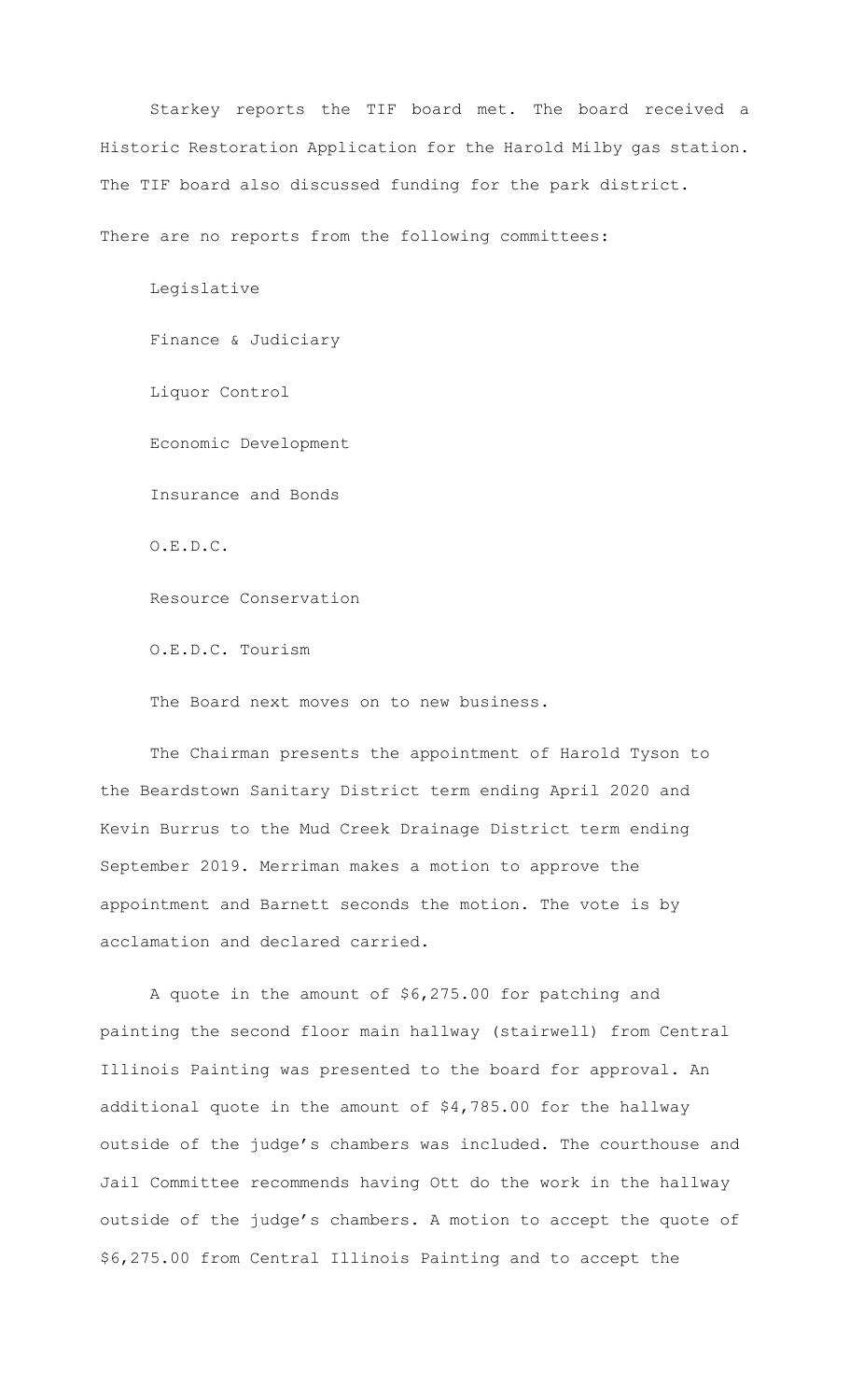Starkey reports the TIF board met. The board received a Historic Restoration Application for the Harold Milby gas station. The TIF board also discussed funding for the park district.

There are no reports from the following committees:

Legislative

Finance & Judiciary

Liquor Control

Economic Development

Insurance and Bonds

O.E.D.C.

Resource Conservation

O.E.D.C. Tourism

The Board next moves on to new business.

The Chairman presents the appointment of Harold Tyson to the Beardstown Sanitary District term ending April 2020 and Kevin Burrus to the Mud Creek Drainage District term ending September 2019. Merriman makes a motion to approve the appointment and Barnett seconds the motion. The vote is by acclamation and declared carried.

A quote in the amount of $6,275.00 for patching and painting the second floor main hallway (stairwell) from Central Illinois Painting was presented to the board for approval. An additional quote in the amount of $4,785.00 for the hallway outside of the judge's chambers was included. The courthouse and Jail Committee recommends having Ott do the work in the hallway outside of the judge's chambers. A motion to accept the quote of $6,275.00 from Central Illinois Painting and to accept the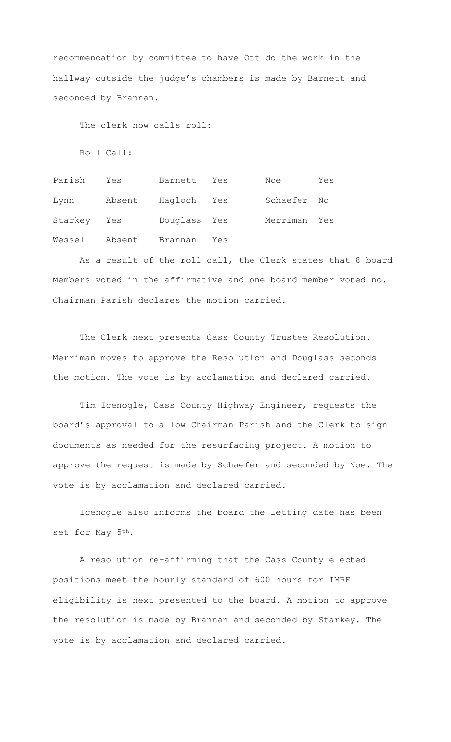recommendation by committee to have Ott do the work in the hallway outside the judge's chambers is made by Barnett and seconded by Brannan.

The clerk now calls roll:

Roll Call:

| | | | | | |
|---|---|---|---|---|---|
| Parish | Yes | Barnett | Yes | Noe | Yes |
| Lynn | Absent | Hagloch | Yes | Schaefer | No |
| Starkey | Yes | Douglass | Yes | Merriman | Yes |
| Wessel | Absent | Brannan | Yes | | |

As a result of the roll call, the Clerk states that 8 board Members voted in the affirmative and one board member voted no. Chairman Parish declares the motion carried.

The Clerk next presents Cass County Trustee Resolution. Merriman moves to approve the Resolution and Douglass seconds the motion. The vote is by acclamation and declared carried.

Tim Icenogle, Cass County Highway Engineer, requests the board's approval to allow Chairman Parish and the Clerk to sign documents as needed for the resurfacing project. A motion to approve the request is made by Schaefer and seconded by Noe. The vote is by acclamation and declared carried.

Icenogle also informs the board the letting date has been set for May 5th.

A resolution re-affirming that the Cass County elected positions meet the hourly standard of 600 hours for IMRF eligibility is next presented to the board. A motion to approve the resolution is made by Brannan and seconded by Starkey. The vote is by acclamation and declared carried.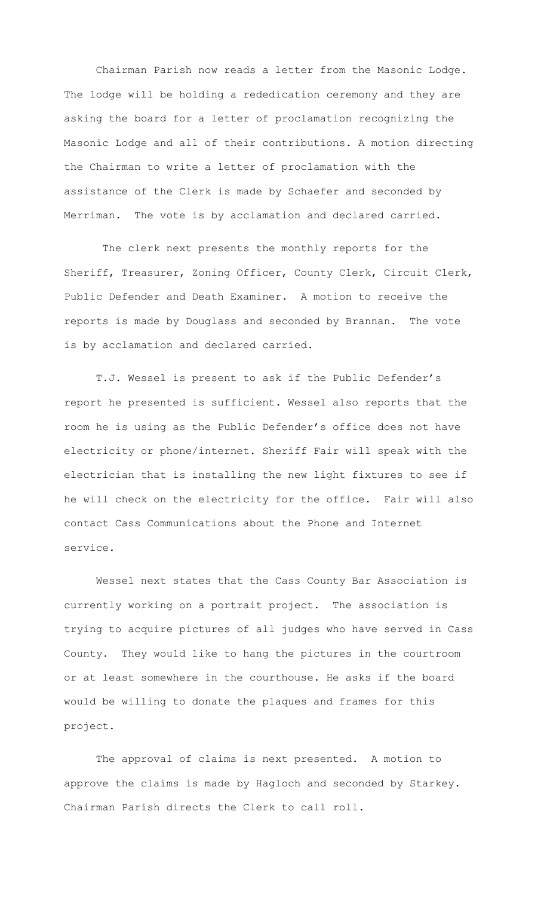Chairman Parish now reads a letter from the Masonic Lodge. The lodge will be holding a rededication ceremony and they are asking the board for a letter of proclamation recognizing the Masonic Lodge and all of their contributions. A motion directing the Chairman to write a letter of proclamation with the assistance of the Clerk is made by Schaefer and seconded by Merriman. The vote is by acclamation and declared carried.

The clerk next presents the monthly reports for the Sheriff, Treasurer, Zoning Officer, County Clerk, Circuit Clerk, Public Defender and Death Examiner. A motion to receive the reports is made by Douglass and seconded by Brannan. The vote is by acclamation and declared carried.

T.J. Wessel is present to ask if the Public Defender's report he presented is sufficient. Wessel also reports that the room he is using as the Public Defender's office does not have electricity or phone/internet. Sheriff Fair will speak with the electrician that is installing the new light fixtures to see if he will check on the electricity for the office. Fair will also contact Cass Communications about the Phone and Internet service.

Wessel next states that the Cass County Bar Association is currently working on a portrait project. The association is trying to acquire pictures of all judges who have served in Cass County. They would like to hang the pictures in the courtroom or at least somewhere in the courthouse. He asks if the board would be willing to donate the plaques and frames for this project.

The approval of claims is next presented. A motion to approve the claims is made by Hagloch and seconded by Starkey. Chairman Parish directs the Clerk to call roll.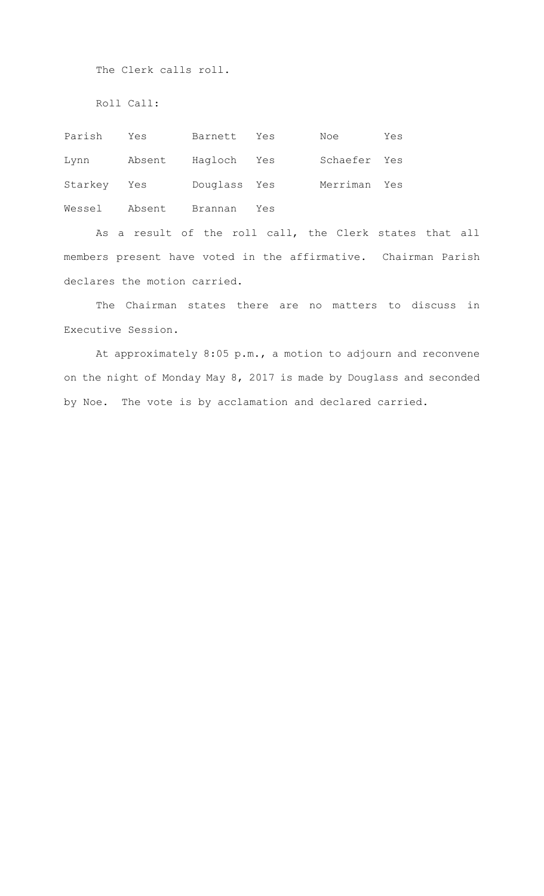The Clerk calls roll.

Roll Call:

| | | | | | |
|---|---|---|---|---|---|
| Parish | Yes | Barnett | Yes | Noe | Yes |
| Lynn | Absent | Hagloch | Yes | Schaefer | Yes |
| Starkey | Yes | Douglass | Yes | Merriman | Yes |
| Wessel | Absent | Brannan | Yes | | |

As a result of the roll call, the Clerk states that all members present have voted in the affirmative. Chairman Parish declares the motion carried.

The Chairman states there are no matters to discuss in Executive Session.

At approximately 8:05 p.m., a motion to adjourn and reconvene on the night of Monday May 8, 2017 is made by Douglass and seconded by Noe. The vote is by acclamation and declared carried.